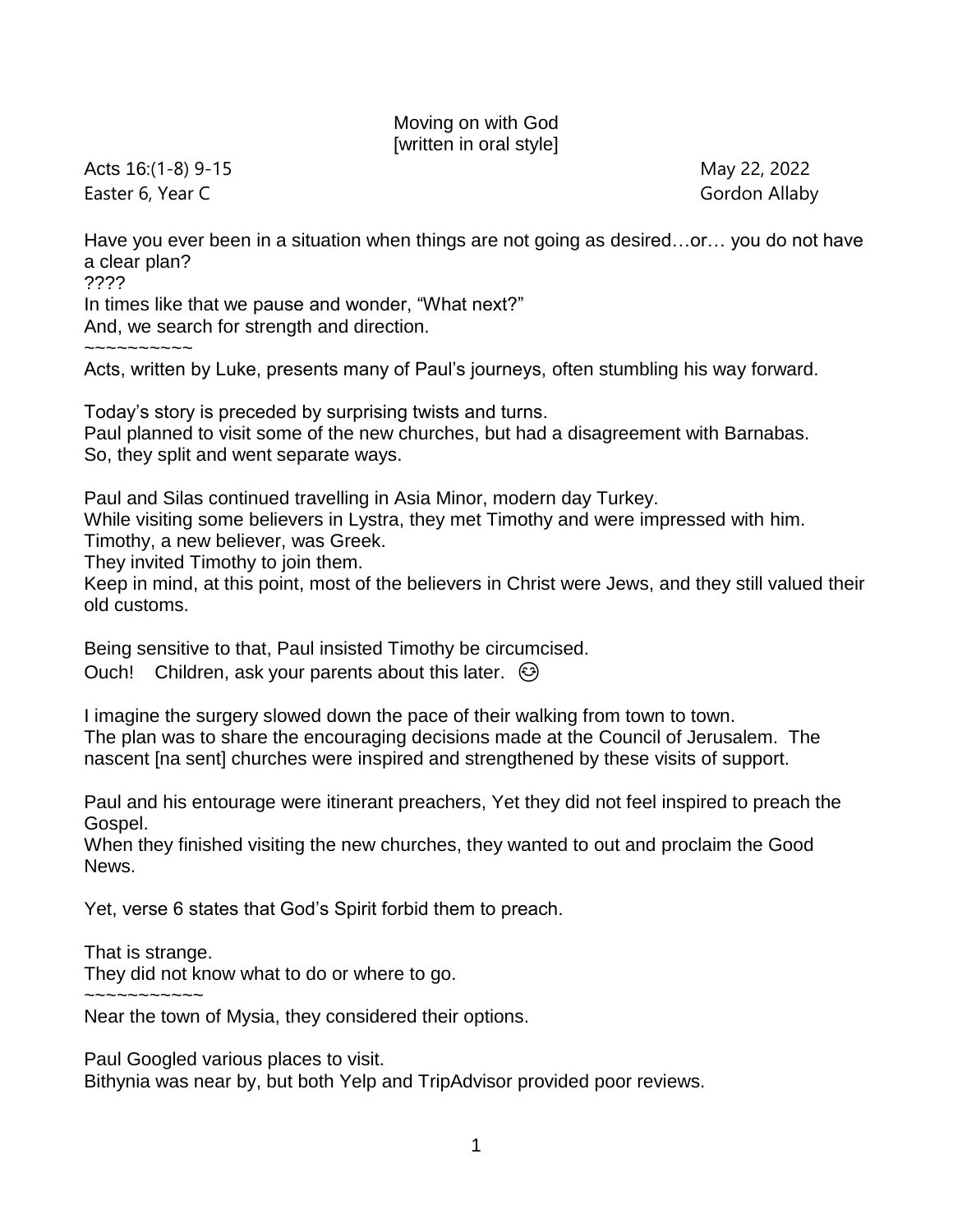Moving on with God
[written in oral style]

Acts 16:(1-8) 9-15 May 22, 2022
Easter 6, Year C Gordon Allaby

Have you ever been in a situation when things are not going as desired…or… you do not have a clear plan?
????
In times like that we pause and wonder, "What next?"
And, we search for strength and direction.
~~~~~~~~~~
Acts, written by Luke, presents many of Paul's journeys, often stumbling his way forward.

Today's story is preceded by surprising twists and turns.
Paul planned to visit some of the new churches, but had a disagreement with Barnabas.
So, they split and went separate ways.

Paul and Silas continued travelling in Asia Minor, modern day Turkey.
While visiting some believers in Lystra, they met Timothy and were impressed with him.
Timothy, a new believer, was Greek.
They invited Timothy to join them.
Keep in mind, at this point, most of the believers in Christ were Jews, and they still valued their old customs.

Being sensitive to that, Paul insisted Timothy be circumcised.
Ouch! Children, ask your parents about this later. 😌

I imagine the surgery slowed down the pace of their walking from town to town.
The plan was to share the encouraging decisions made at the Council of Jerusalem. The nascent [na sent] churches were inspired and strengthened by these visits of support.

Paul and his entourage were itinerant preachers, Yet they did not feel inspired to preach the Gospel.
When they finished visiting the new churches, they wanted to out and proclaim the Good News.

Yet, verse 6 states that God's Spirit forbid them to preach.

That is strange.
They did not know what to do or where to go.
~~~~~~~~~~~
Near the town of Mysia, they considered their options.

Paul Googled various places to visit.
Bithynia was near by, but both Yelp and TripAdvisor provided poor reviews.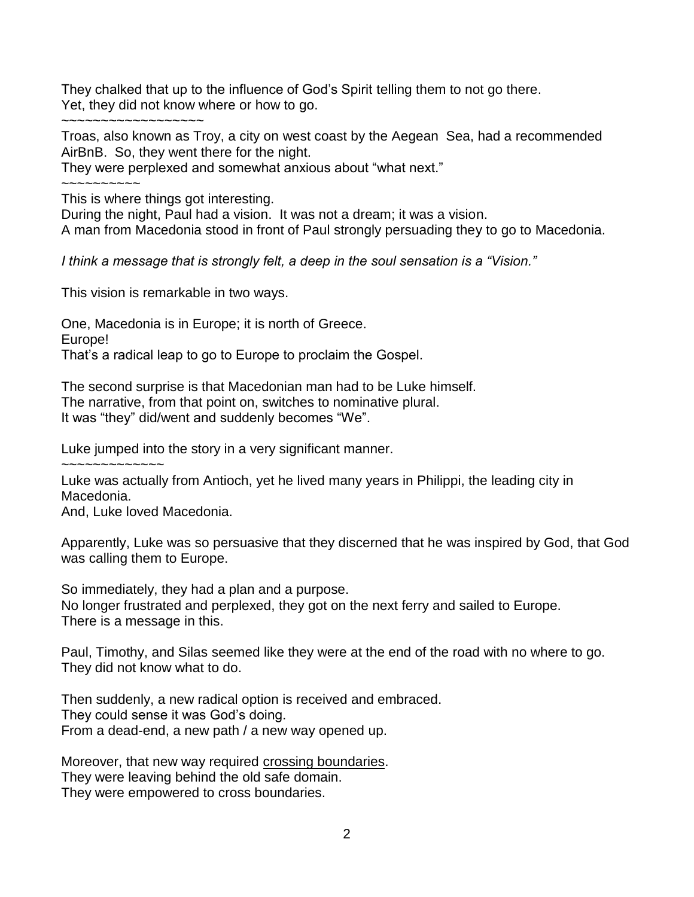They chalked that up to the influence of God's Spirit telling them to not go there.
Yet, they did not know where or how to go.

~~~~~~~~~~~~~~~~~~~

Troas, also known as Troy, a city on west coast by the Aegean Sea, had a recommended AirBnB. So, they went there for the night.
They were perplexed and somewhat anxious about "what next."

~~~~~~~~~~~

This is where things got interesting.
During the night, Paul had a vision. It was not a dream; it was a vision.
A man from Macedonia stood in front of Paul strongly persuading they to go to Macedonia.

*I think a message that is strongly felt, a deep in the soul sensation is a "Vision."*

This vision is remarkable in two ways.

One, Macedonia is in Europe; it is north of Greece.
Europe!
That's a radical leap to go to Europe to proclaim the Gospel.

The second surprise is that Macedonian man had to be Luke himself.
The narrative, from that point on, switches to nominative plural.
It was "they" did/went and suddenly becomes "We".

Luke jumped into the story in a very significant manner.

~~~~~~~~~~~~~

Luke was actually from Antioch, yet he lived many years in Philippi, the leading city in Macedonia.
And, Luke loved Macedonia.

Apparently, Luke was so persuasive that they discerned that he was inspired by God, that God was calling them to Europe.

So immediately, they had a plan and a purpose.
No longer frustrated and perplexed, they got on the next ferry and sailed to Europe.
There is a message in this.

Paul, Timothy, and Silas seemed like they were at the end of the road with no where to go.
They did not know what to do.

Then suddenly, a new radical option is received and embraced.
They could sense it was God's doing.
From a dead-end, a new path / a new way opened up.

Moreover, that new way required <u>crossing boundaries</u>.
They were leaving behind the old safe domain.
They were empowered to cross boundaries.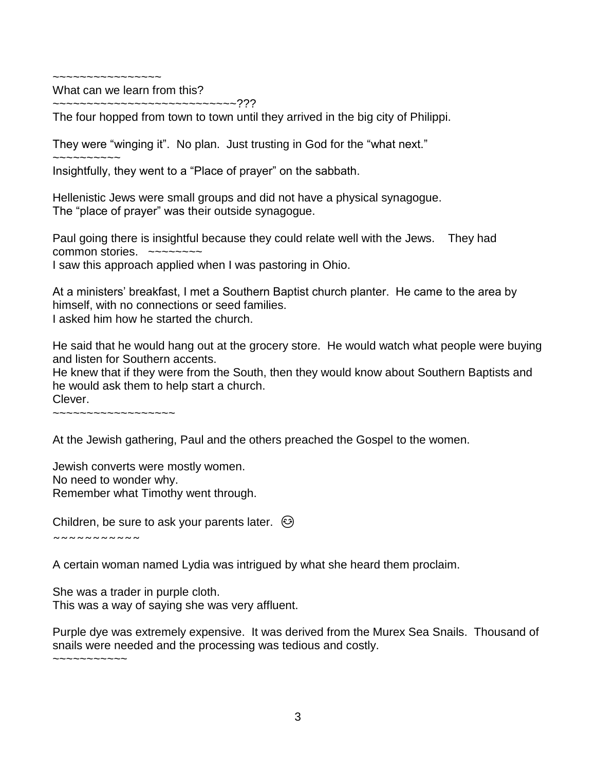~~~~~~~~~~~~~~~~~

What can we learn from this?

~~~~~~~~~~~~~~~~~~~~~~~~~~~???

The four hopped from town to town until they arrived in the big city of Philippi.

They were “winging it”. No plan. Just trusting in God for the “what next.”

~~~~~~~~~~~

Insightfully, they went to a “Place of prayer” on the sabbath.

Hellenistic Jews were small groups and did not have a physical synagogue.
The “place of prayer” was their outside synagogue.

Paul going there is insightful because they could relate well with the Jews. They had common stories. ~~~~~~~~

I saw this approach applied when I was pastoring in Ohio.

At a ministers’ breakfast, I met a Southern Baptist church planter. He came to the area by himself, with no connections or seed families.
I asked him how he started the church.

He said that he would hang out at the grocery store. He would watch what people were buying and listen for Southern accents.
He knew that if they were from the South, then they would know about Southern Baptists and he would ask them to help start a church.
Clever.

~~~~~~~~~~~~~~~~~~~

At the Jewish gathering, Paul and the others preached the Gospel to the women.

Jewish converts were mostly women.
No need to wonder why.
Remember what Timothy went through.

Children, be sure to ask your parents later. 😊

~~~~~~~~~~~~

A certain woman named Lydia was intrigued by what she heard them proclaim.

She was a trader in purple cloth.
This was a way of saying she was very affluent.

Purple dye was extremely expensive. It was derived from the Murex Sea Snails. Thousand of snails were needed and the processing was tedious and costly.

~~~~~~~~~~~~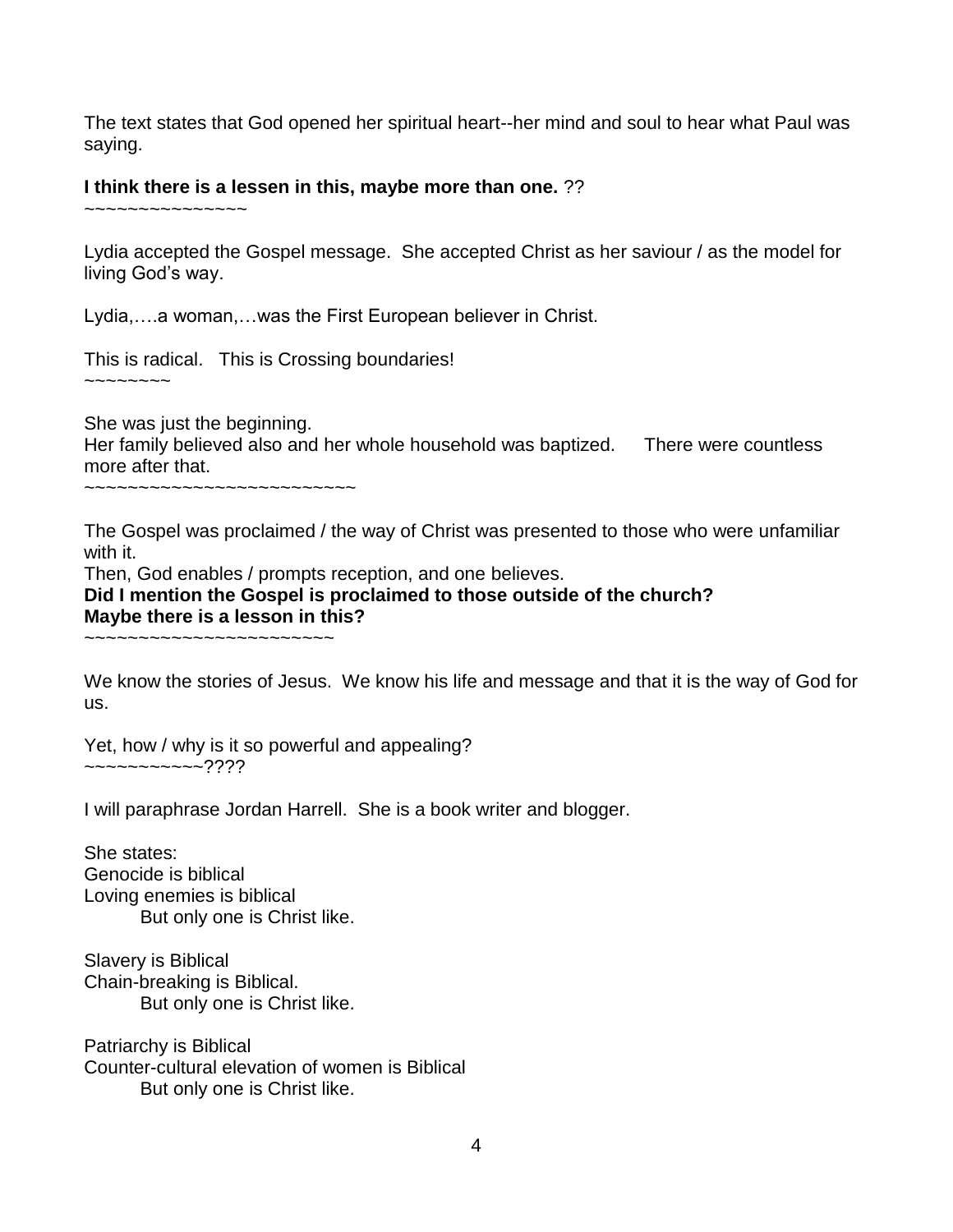The text states that God opened her spiritual heart--her mind and soul to hear what Paul was saying.

**I think there is a lessen in this, maybe more than one.** ??

~~~~~~~~~~~~~~~~

Lydia accepted the Gospel message. She accepted Christ as her saviour / as the model for living God's way.

Lydia,….a woman,…was the First European believer in Christ.

This is radical. This is Crossing boundaries!

~~~~~~~~~

She was just the beginning.
Her family believed also and her whole household was baptized. There were countless more after that.

~~~~~~~~~~~~~~~~~~~~~~~~~~

The Gospel was proclaimed / the way of Christ was presented to those who were unfamiliar with it.
Then, God enables / prompts reception, and one believes.
**Did I mention the Gospel is proclaimed to those outside of the church?**
**Maybe there is a lesson in this?**

~~~~~~~~~~~~~~~~~~~~~~~~

We know the stories of Jesus. We know his life and message and that it is the way of God for us.

Yet, how / why is it so powerful and appealing?
~~~~~~~~~~~????

I will paraphrase Jordan Harrell. She is a book writer and blogger.

She states:
Genocide is biblical
Loving enemies is biblical
&nbsp;&nbsp;&nbsp;&nbsp;&nbsp;&nbsp;&nbsp;&nbsp;But only one is Christ like.

Slavery is Biblical
Chain-breaking is Biblical.
&nbsp;&nbsp;&nbsp;&nbsp;&nbsp;&nbsp;&nbsp;&nbsp;But only one is Christ like.

Patriarchy is Biblical
Counter-cultural elevation of women is Biblical
&nbsp;&nbsp;&nbsp;&nbsp;&nbsp;&nbsp;&nbsp;&nbsp;But only one is Christ like.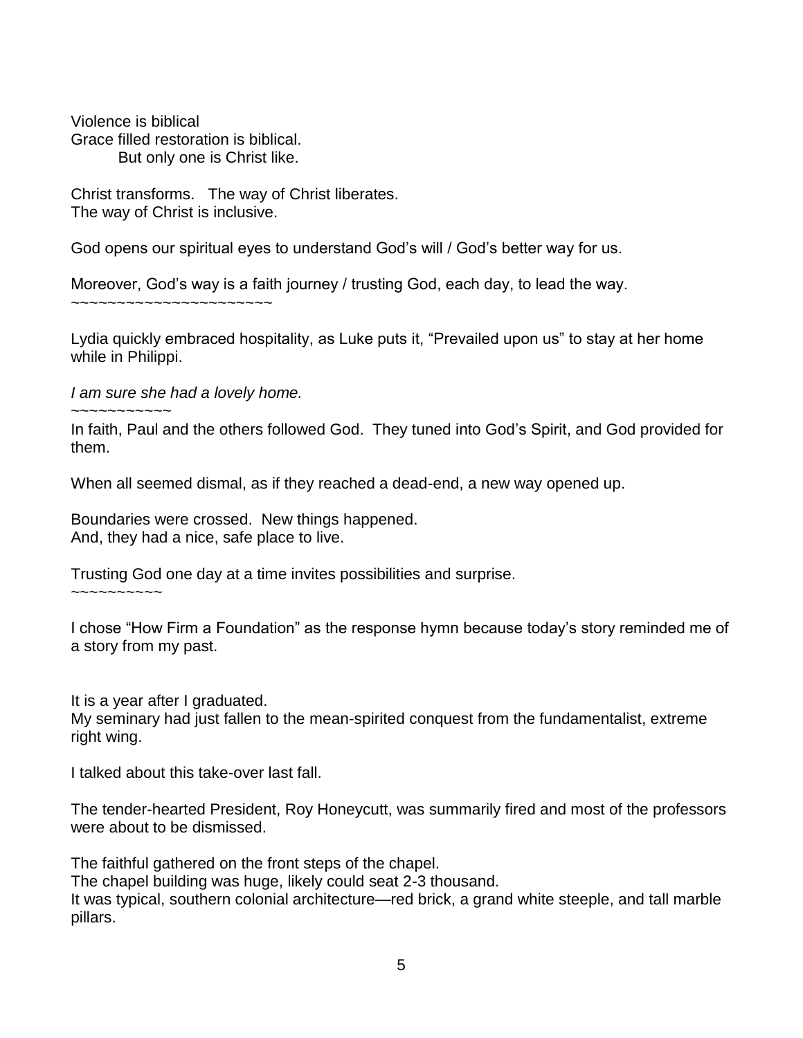Violence is biblical
Grace filled restoration is biblical.
    But only one is Christ like.

Christ transforms.  The way of Christ liberates.
The way of Christ is inclusive.

God opens our spiritual eyes to understand God's will / God's better way for us.

Moreover, God's way is a faith journey / trusting God, each day, to lead the way.
~~~~~~~~~~~~~~~~~~~~~~~

Lydia quickly embraced hospitality, as Luke puts it, "Prevailed upon us" to stay at her home while in Philippi.

*I am sure she had a lovely home.*
~~~~~~~~~~~~

In faith, Paul and the others followed God.  They tuned into God's Spirit, and God provided for them.

When all seemed dismal, as if they reached a dead-end, a new way opened up.

Boundaries were crossed.  New things happened.
And, they had a nice, safe place to live.

Trusting God one day at a time invites possibilities and surprise.
~~~~~~~~~~~

I chose "How Firm a Foundation" as the response hymn because today's story reminded me of a story from my past.

It is a year after I graduated.
My seminary had just fallen to the mean-spirited conquest from the fundamentalist, extreme right wing.

I talked about this take-over last fall.

The tender-hearted President, Roy Honeycutt, was summarily fired and most of the professors were about to be dismissed.

The faithful gathered on the front steps of the chapel.
The chapel building was huge, likely could seat 2-3 thousand.
It was typical, southern colonial architecture—red brick, a grand white steeple, and tall marble pillars.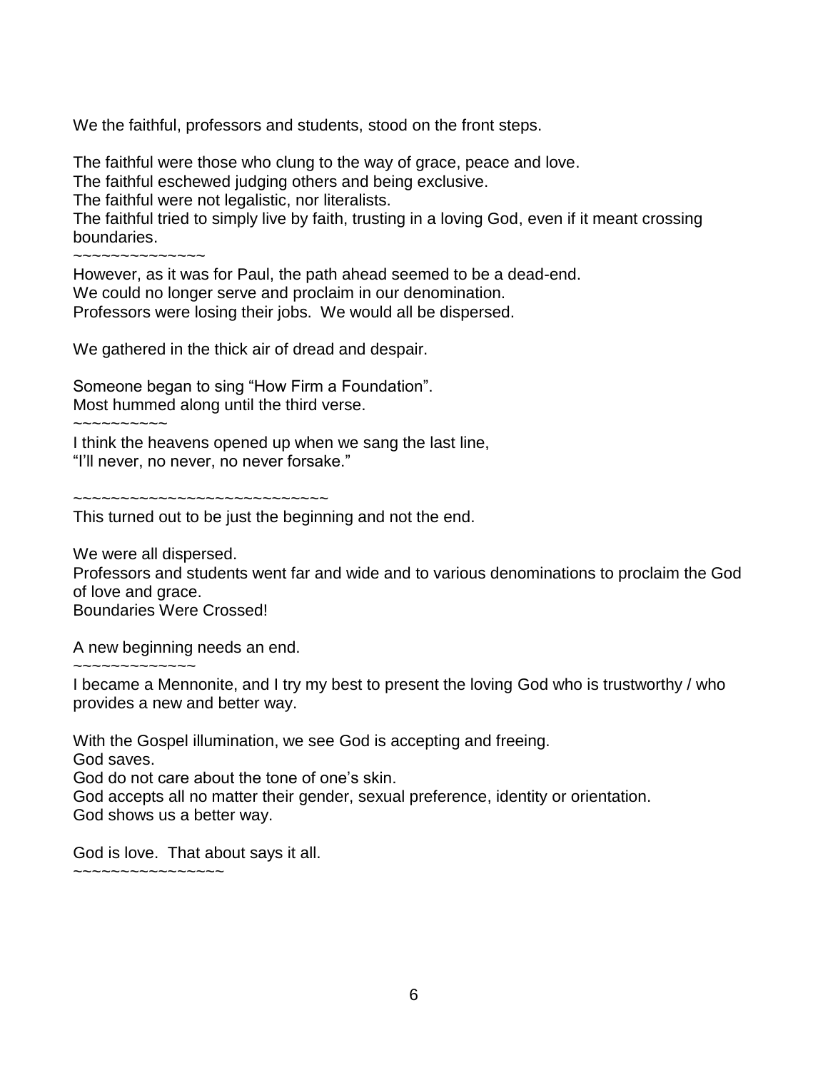We the faithful, professors and students, stood on the front steps.

The faithful were those who clung to the way of grace, peace and love.
The faithful eschewed judging others and being exclusive.
The faithful were not legalistic, nor literalists.
The faithful tried to simply live by faith, trusting in a loving God, even if it meant crossing boundaries.
~~~~~~~~~~~~~~~
However, as it was for Paul, the path ahead seemed to be a dead-end.
We could no longer serve and proclaim in our denomination.
Professors were losing their jobs. We would all be dispersed.

We gathered in the thick air of dread and despair.

Someone began to sing "How Firm a Foundation".
Most hummed along until the third verse.
~~~~~~~~~~~
I think the heavens opened up when we sang the last line,
"I'll never, no never, no never forsake."

~~~~~~~~~~~~~~~~~~~~~~~~~~~~
This turned out to be just the beginning and not the end.

We were all dispersed.
Professors and students went far and wide and to various denominations to proclaim the God of love and grace.
Boundaries Were Crossed!

A new beginning needs an end.
~~~~~~~~~~~~~~
I became a Mennonite, and I try my best to present the loving God who is trustworthy / who provides a new and better way.

With the Gospel illumination, we see God is accepting and freeing.
God saves.
God do not care about the tone of one's skin.
God accepts all no matter their gender, sexual preference, identity or orientation.
God shows us a better way.

God is love. That about says it all.
~~~~~~~~~~~~~~~~~